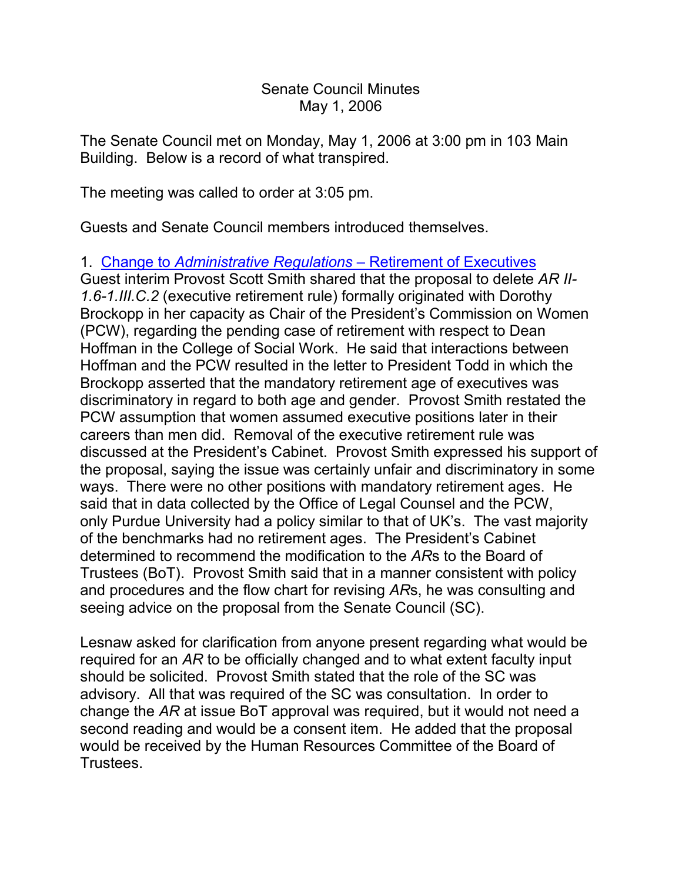Senate Council Minutes
May 1, 2006

The Senate Council met on Monday, May 1, 2006 at 3:00 pm in 103 Main Building. Below is a record of what transpired.

The meeting was called to order at 3:05 pm.

Guests and Senate Council members introduced themselves.

1. [Change to *Administrative Regulations* – Retirement of Executives]()
Guest interim Provost Scott Smith shared that the proposal to delete *AR II-1.6-1.III.C.2* (executive retirement rule) formally originated with Dorothy Brockopp in her capacity as Chair of the President's Commission on Women (PCW), regarding the pending case of retirement with respect to Dean Hoffman in the College of Social Work. He said that interactions between Hoffman and the PCW resulted in the letter to President Todd in which the Brockopp asserted that the mandatory retirement age of executives was discriminatory in regard to both age and gender. Provost Smith restated the PCW assumption that women assumed executive positions later in their careers than men did. Removal of the executive retirement rule was discussed at the President's Cabinet. Provost Smith expressed his support of the proposal, saying the issue was certainly unfair and discriminatory in some ways. There were no other positions with mandatory retirement ages. He said that in data collected by the Office of Legal Counsel and the PCW, only Purdue University had a policy similar to that of UK's. The vast majority of the benchmarks had no retirement ages. The President's Cabinet determined to recommend the modification to the *AR*s to the Board of Trustees (BoT). Provost Smith said that in a manner consistent with policy and procedures and the flow chart for revising *AR*s, he was consulting and seeing advice on the proposal from the Senate Council (SC).

Lesnaw asked for clarification from anyone present regarding what would be required for an *AR* to be officially changed and to what extent faculty input should be solicited. Provost Smith stated that the role of the SC was advisory. All that was required of the SC was consultation. In order to change the *AR* at issue BoT approval was required, but it would not need a second reading and would be a consent item. He added that the proposal would be received by the Human Resources Committee of the Board of Trustees.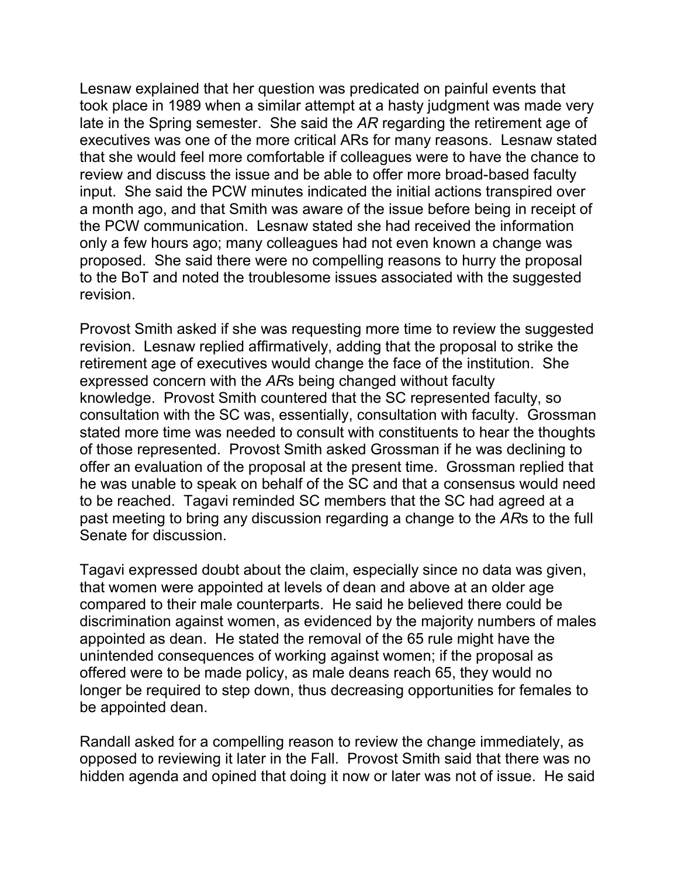Lesnaw explained that her question was predicated on painful events that took place in 1989 when a similar attempt at a hasty judgment was made very late in the Spring semester. She said the *AR* regarding the retirement age of executives was one of the more critical ARs for many reasons. Lesnaw stated that she would feel more comfortable if colleagues were to have the chance to review and discuss the issue and be able to offer more broad-based faculty input. She said the PCW minutes indicated the initial actions transpired over a month ago, and that Smith was aware of the issue before being in receipt of the PCW communication. Lesnaw stated she had received the information only a few hours ago; many colleagues had not even known a change was proposed. She said there were no compelling reasons to hurry the proposal to the BoT and noted the troublesome issues associated with the suggested revision.

Provost Smith asked if she was requesting more time to review the suggested revision. Lesnaw replied affirmatively, adding that the proposal to strike the retirement age of executives would change the face of the institution. She expressed concern with the *AR*s being changed without faculty knowledge. Provost Smith countered that the SC represented faculty, so consultation with the SC was, essentially, consultation with faculty. Grossman stated more time was needed to consult with constituents to hear the thoughts of those represented. Provost Smith asked Grossman if he was declining to offer an evaluation of the proposal at the present time. Grossman replied that he was unable to speak on behalf of the SC and that a consensus would need to be reached. Tagavi reminded SC members that the SC had agreed at a past meeting to bring any discussion regarding a change to the *AR*s to the full Senate for discussion.

Tagavi expressed doubt about the claim, especially since no data was given, that women were appointed at levels of dean and above at an older age compared to their male counterparts. He said he believed there could be discrimination against women, as evidenced by the majority numbers of males appointed as dean. He stated the removal of the 65 rule might have the unintended consequences of working against women; if the proposal as offered were to be made policy, as male deans reach 65, they would no longer be required to step down, thus decreasing opportunities for females to be appointed dean.

Randall asked for a compelling reason to review the change immediately, as opposed to reviewing it later in the Fall. Provost Smith said that there was no hidden agenda and opined that doing it now or later was not of issue. He said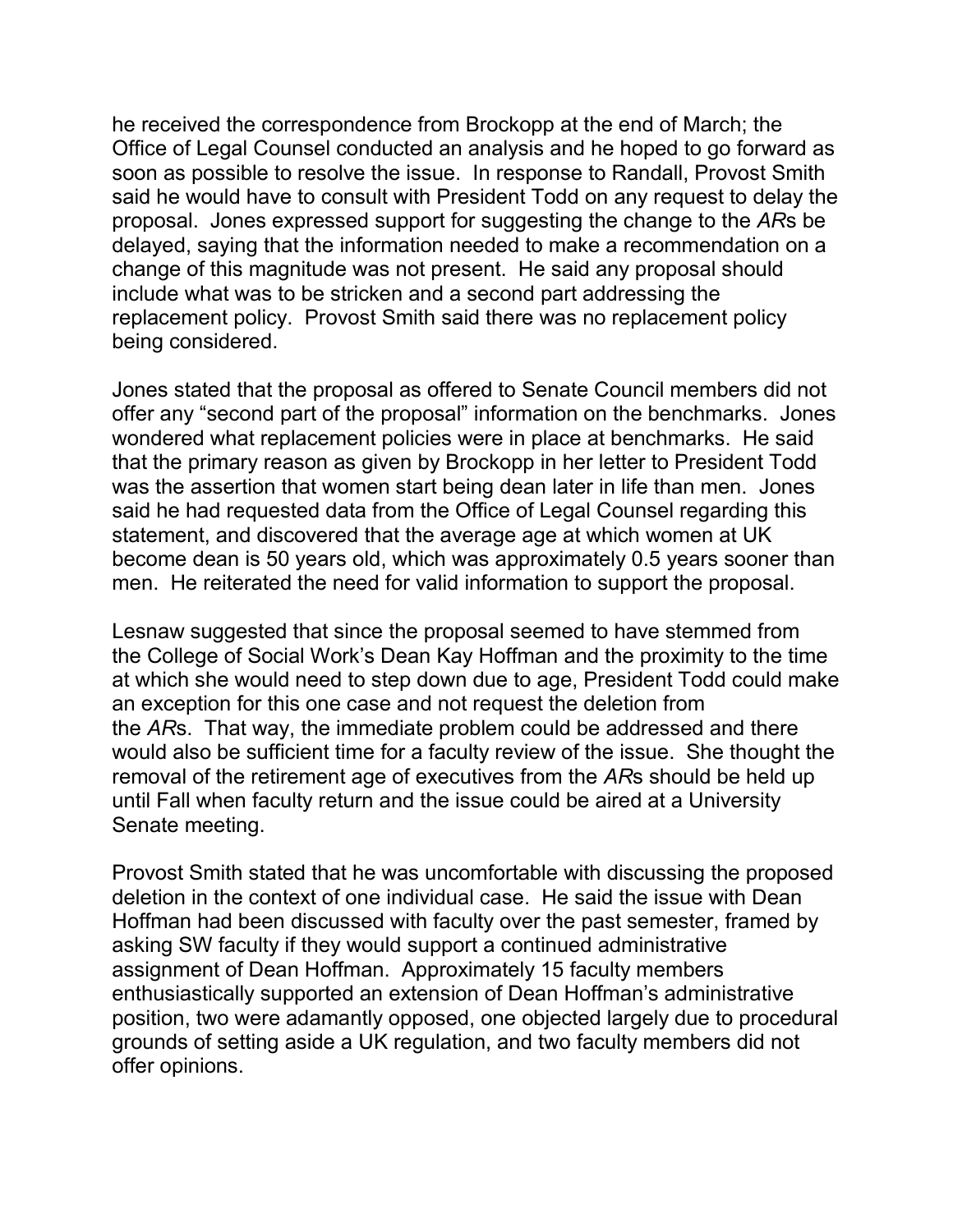he received the correspondence from Brockopp at the end of March; the Office of Legal Counsel conducted an analysis and he hoped to go forward as soon as possible to resolve the issue. In response to Randall, Provost Smith said he would have to consult with President Todd on any request to delay the proposal. Jones expressed support for suggesting the change to the *AR*s be delayed, saying that the information needed to make a recommendation on a change of this magnitude was not present. He said any proposal should include what was to be stricken and a second part addressing the replacement policy. Provost Smith said there was no replacement policy being considered.

Jones stated that the proposal as offered to Senate Council members did not offer any "second part of the proposal" information on the benchmarks. Jones wondered what replacement policies were in place at benchmarks. He said that the primary reason as given by Brockopp in her letter to President Todd was the assertion that women start being dean later in life than men. Jones said he had requested data from the Office of Legal Counsel regarding this statement, and discovered that the average age at which women at UK become dean is 50 years old, which was approximately 0.5 years sooner than men. He reiterated the need for valid information to support the proposal.

Lesnaw suggested that since the proposal seemed to have stemmed from the College of Social Work's Dean Kay Hoffman and the proximity to the time at which she would need to step down due to age, President Todd could make an exception for this one case and not request the deletion from the *AR*s. That way, the immediate problem could be addressed and there would also be sufficient time for a faculty review of the issue. She thought the removal of the retirement age of executives from the *AR*s should be held up until Fall when faculty return and the issue could be aired at a University Senate meeting.

Provost Smith stated that he was uncomfortable with discussing the proposed deletion in the context of one individual case. He said the issue with Dean Hoffman had been discussed with faculty over the past semester, framed by asking SW faculty if they would support a continued administrative assignment of Dean Hoffman. Approximately 15 faculty members enthusiastically supported an extension of Dean Hoffman's administrative position, two were adamantly opposed, one objected largely due to procedural grounds of setting aside a UK regulation, and two faculty members did not offer opinions.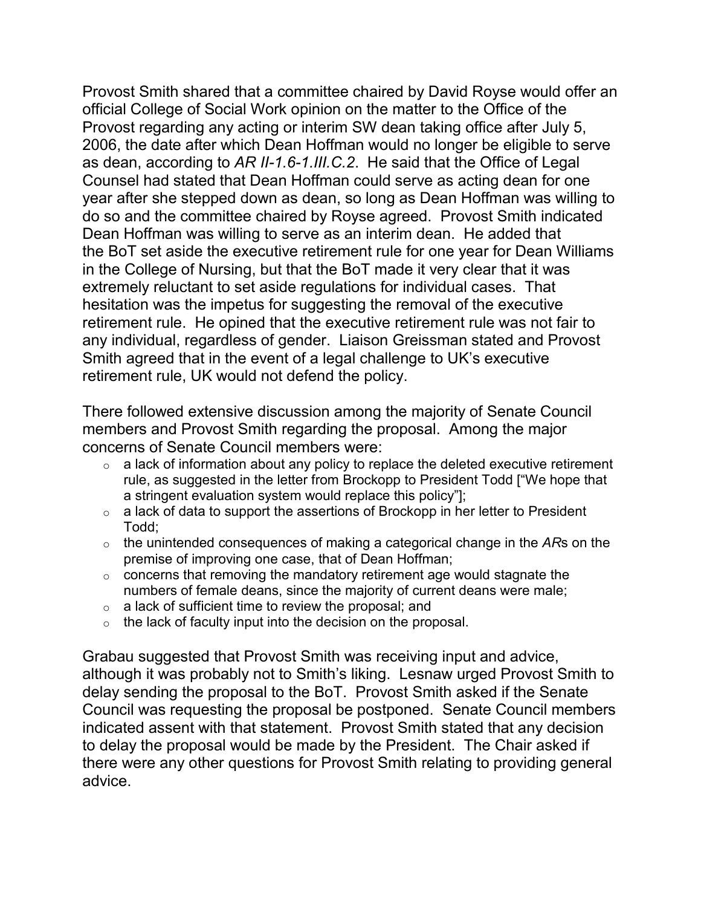Provost Smith shared that a committee chaired by David Royse would offer an official College of Social Work opinion on the matter to the Office of the Provost regarding any acting or interim SW dean taking office after July 5, 2006, the date after which Dean Hoffman would no longer be eligible to serve as dean, according to *AR II-1.6-1.III.C.2*. He said that the Office of Legal Counsel had stated that Dean Hoffman could serve as acting dean for one year after she stepped down as dean, so long as Dean Hoffman was willing to do so and the committee chaired by Royse agreed. Provost Smith indicated Dean Hoffman was willing to serve as an interim dean. He added that the BoT set aside the executive retirement rule for one year for Dean Williams in the College of Nursing, but that the BoT made it very clear that it was extremely reluctant to set aside regulations for individual cases. That hesitation was the impetus for suggesting the removal of the executive retirement rule. He opined that the executive retirement rule was not fair to any individual, regardless of gender. Liaison Greissman stated and Provost Smith agreed that in the event of a legal challenge to UK's executive retirement rule, UK would not defend the policy.

There followed extensive discussion among the majority of Senate Council members and Provost Smith regarding the proposal. Among the major concerns of Senate Council members were:

- a lack of information about any policy to replace the deleted executive retirement rule, as suggested in the letter from Brockopp to President Todd ["We hope that a stringent evaluation system would replace this policy"];
- a lack of data to support the assertions of Brockopp in her letter to President Todd;
- the unintended consequences of making a categorical change in the *AR*s on the premise of improving one case, that of Dean Hoffman;
- concerns that removing the mandatory retirement age would stagnate the numbers of female deans, since the majority of current deans were male;
- a lack of sufficient time to review the proposal; and
- the lack of faculty input into the decision on the proposal.

Grabau suggested that Provost Smith was receiving input and advice, although it was probably not to Smith's liking. Lesnaw urged Provost Smith to delay sending the proposal to the BoT. Provost Smith asked if the Senate Council was requesting the proposal be postponed. Senate Council members indicated assent with that statement. Provost Smith stated that any decision to delay the proposal would be made by the President. The Chair asked if there were any other questions for Provost Smith relating to providing general advice.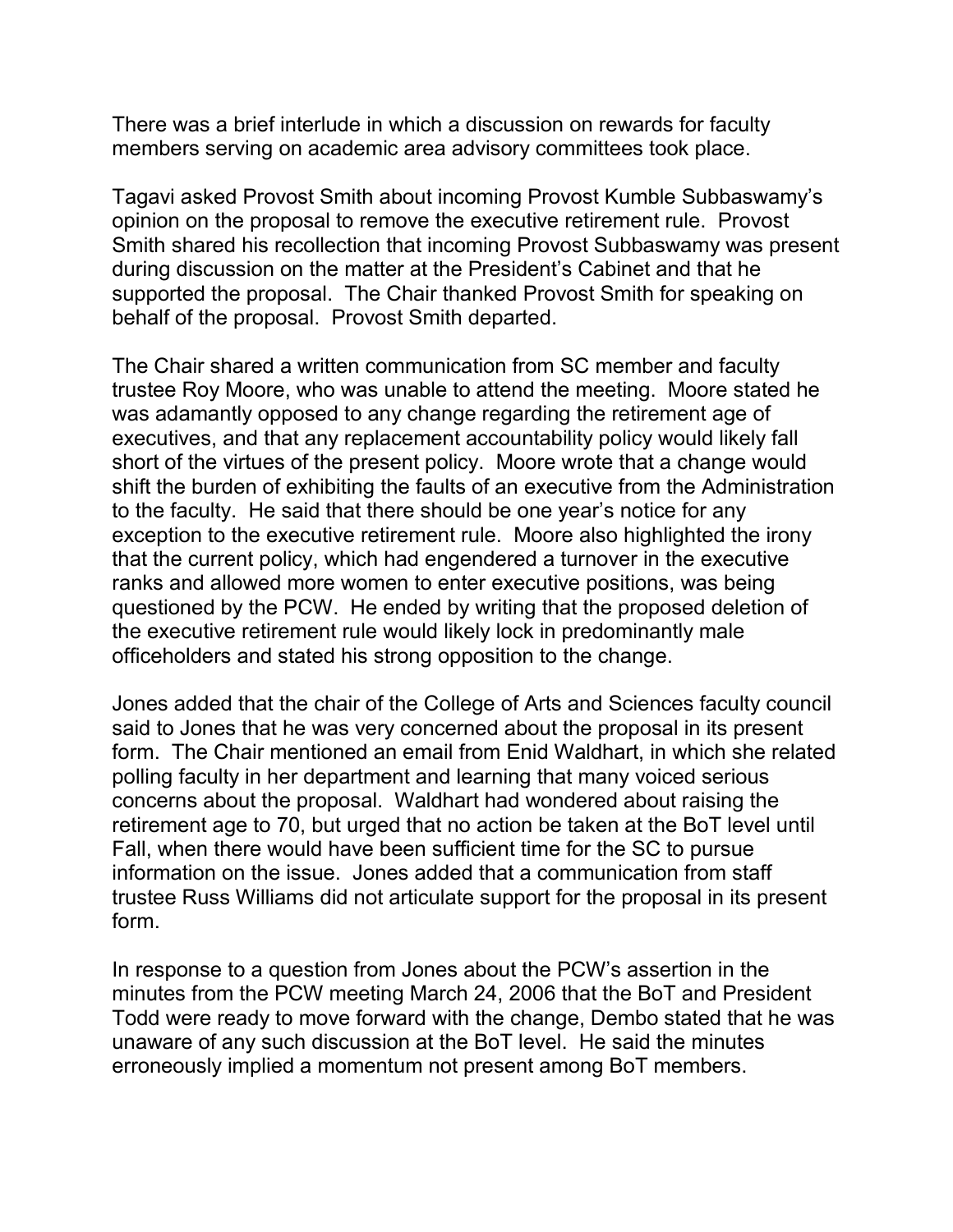There was a brief interlude in which a discussion on rewards for faculty members serving on academic area advisory committees took place.

Tagavi asked Provost Smith about incoming Provost Kumble Subbaswamy's opinion on the proposal to remove the executive retirement rule. Provost Smith shared his recollection that incoming Provost Subbaswamy was present during discussion on the matter at the President's Cabinet and that he supported the proposal. The Chair thanked Provost Smith for speaking on behalf of the proposal. Provost Smith departed.

The Chair shared a written communication from SC member and faculty trustee Roy Moore, who was unable to attend the meeting. Moore stated he was adamantly opposed to any change regarding the retirement age of executives, and that any replacement accountability policy would likely fall short of the virtues of the present policy. Moore wrote that a change would shift the burden of exhibiting the faults of an executive from the Administration to the faculty. He said that there should be one year's notice for any exception to the executive retirement rule. Moore also highlighted the irony that the current policy, which had engendered a turnover in the executive ranks and allowed more women to enter executive positions, was being questioned by the PCW. He ended by writing that the proposed deletion of the executive retirement rule would likely lock in predominantly male officeholders and stated his strong opposition to the change.

Jones added that the chair of the College of Arts and Sciences faculty council said to Jones that he was very concerned about the proposal in its present form. The Chair mentioned an email from Enid Waldhart, in which she related polling faculty in her department and learning that many voiced serious concerns about the proposal. Waldhart had wondered about raising the retirement age to 70, but urged that no action be taken at the BoT level until Fall, when there would have been sufficient time for the SC to pursue information on the issue. Jones added that a communication from staff trustee Russ Williams did not articulate support for the proposal in its present form.

In response to a question from Jones about the PCW's assertion in the minutes from the PCW meeting March 24, 2006 that the BoT and President Todd were ready to move forward with the change, Dembo stated that he was unaware of any such discussion at the BoT level. He said the minutes erroneously implied a momentum not present among BoT members.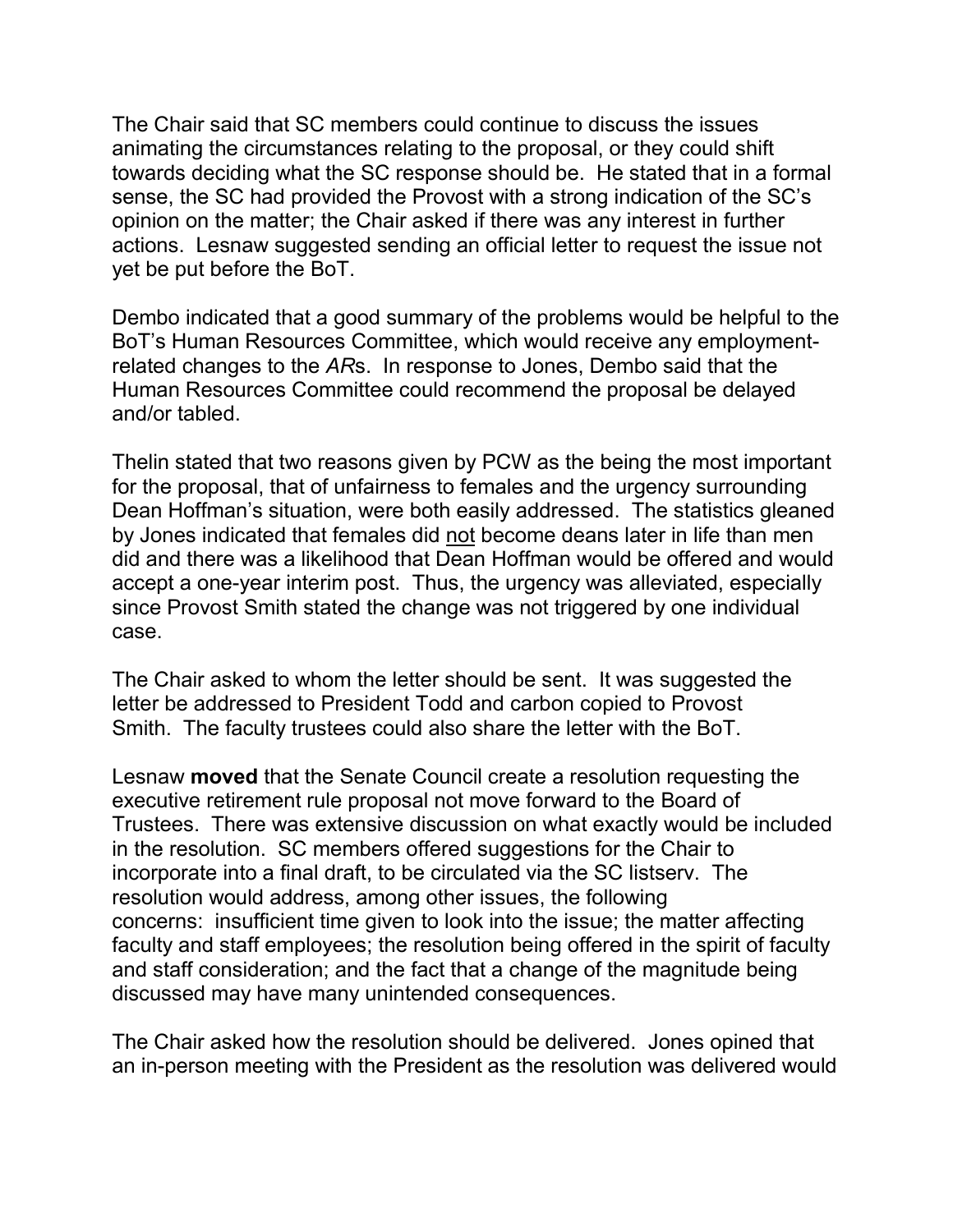The Chair said that SC members could continue to discuss the issues animating the circumstances relating to the proposal, or they could shift towards deciding what the SC response should be. He stated that in a formal sense, the SC had provided the Provost with a strong indication of the SC's opinion on the matter; the Chair asked if there was any interest in further actions. Lesnaw suggested sending an official letter to request the issue not yet be put before the BoT.

Dembo indicated that a good summary of the problems would be helpful to the BoT's Human Resources Committee, which would receive any employment-related changes to the *AR*s. In response to Jones, Dembo said that the Human Resources Committee could recommend the proposal be delayed and/or tabled.

Thelin stated that two reasons given by PCW as the being the most important for the proposal, that of unfairness to females and the urgency surrounding Dean Hoffman's situation, were both easily addressed. The statistics gleaned by Jones indicated that females did <u>not</u> become deans later in life than men did and there was a likelihood that Dean Hoffman would be offered and would accept a one-year interim post. Thus, the urgency was alleviated, especially since Provost Smith stated the change was not triggered by one individual case.

The Chair asked to whom the letter should be sent. It was suggested the letter be addressed to President Todd and carbon copied to Provost Smith. The faculty trustees could also share the letter with the BoT.

Lesnaw **moved** that the Senate Council create a resolution requesting the executive retirement rule proposal not move forward to the Board of Trustees. There was extensive discussion on what exactly would be included in the resolution. SC members offered suggestions for the Chair to incorporate into a final draft, to be circulated via the SC listserv. The resolution would address, among other issues, the following concerns: insufficient time given to look into the issue; the matter affecting faculty and staff employees; the resolution being offered in the spirit of faculty and staff consideration; and the fact that a change of the magnitude being discussed may have many unintended consequences.

The Chair asked how the resolution should be delivered. Jones opined that an in-person meeting with the President as the resolution was delivered would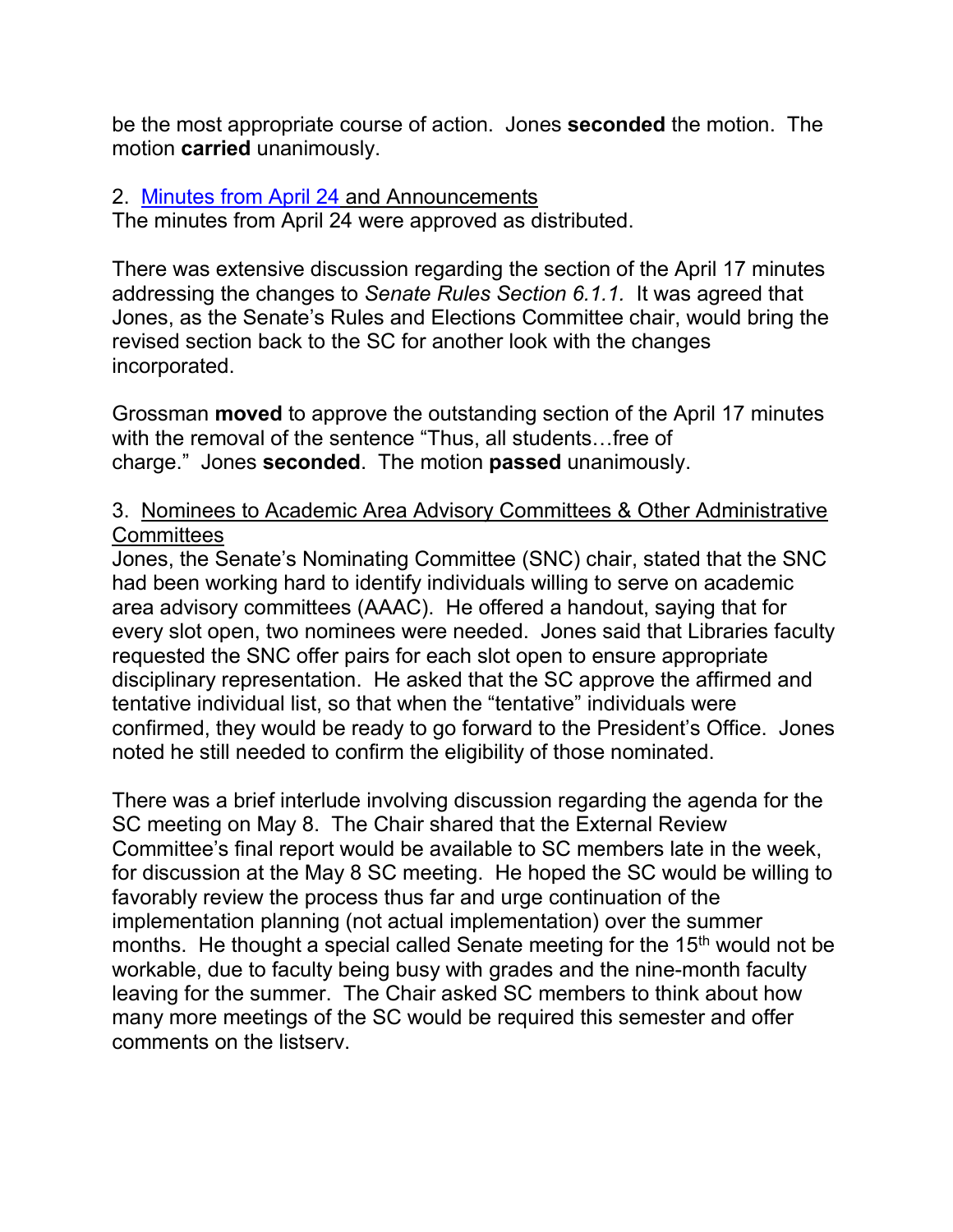be the most appropriate course of action. Jones **seconded** the motion. The motion **carried** unanimously.

2. Minutes from April 24 and Announcements

The minutes from April 24 were approved as distributed.

There was extensive discussion regarding the section of the April 17 minutes addressing the changes to *Senate Rules Section 6.1.1.* It was agreed that Jones, as the Senate's Rules and Elections Committee chair, would bring the revised section back to the SC for another look with the changes incorporated.

Grossman **moved** to approve the outstanding section of the April 17 minutes with the removal of the sentence "Thus, all students…free of charge." Jones **seconded**. The motion **passed** unanimously.

3. Nominees to Academic Area Advisory Committees & Other Administrative Committees

Jones, the Senate's Nominating Committee (SNC) chair, stated that the SNC had been working hard to identify individuals willing to serve on academic area advisory committees (AAAC). He offered a handout, saying that for every slot open, two nominees were needed. Jones said that Libraries faculty requested the SNC offer pairs for each slot open to ensure appropriate disciplinary representation. He asked that the SC approve the affirmed and tentative individual list, so that when the "tentative" individuals were confirmed, they would be ready to go forward to the President's Office. Jones noted he still needed to confirm the eligibility of those nominated.

There was a brief interlude involving discussion regarding the agenda for the SC meeting on May 8. The Chair shared that the External Review Committee's final report would be available to SC members late in the week, for discussion at the May 8 SC meeting. He hoped the SC would be willing to favorably review the process thus far and urge continuation of the implementation planning (not actual implementation) over the summer months. He thought a special called Senate meeting for the 15th would not be workable, due to faculty being busy with grades and the nine-month faculty leaving for the summer. The Chair asked SC members to think about how many more meetings of the SC would be required this semester and offer comments on the listserv.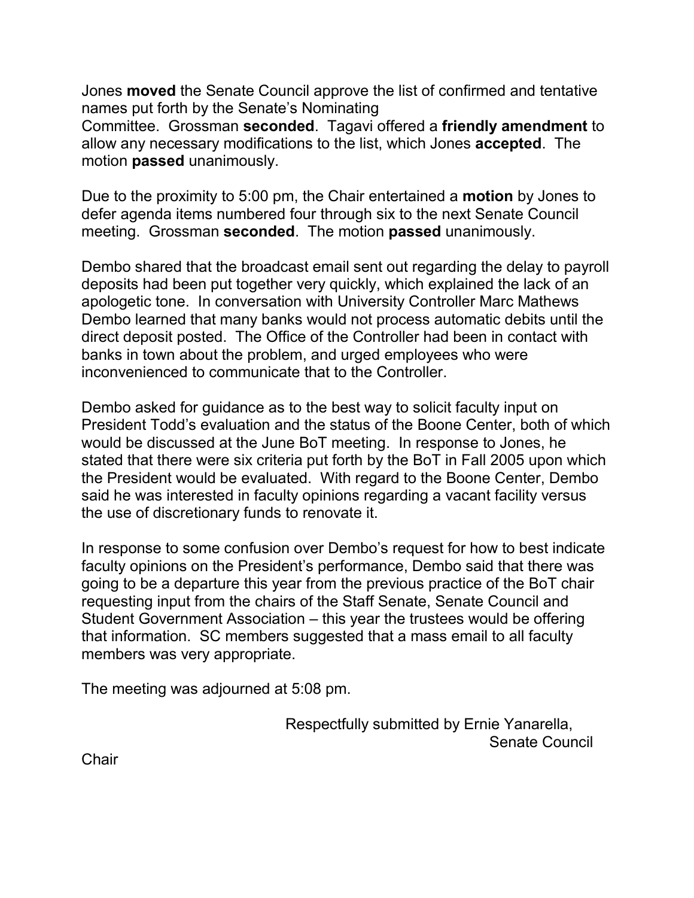Jones **moved** the Senate Council approve the list of confirmed and tentative names put forth by the Senate's Nominating Committee. Grossman **seconded**. Tagavi offered a **friendly amendment** to allow any necessary modifications to the list, which Jones **accepted**. The motion **passed** unanimously.

Due to the proximity to 5:00 pm, the Chair entertained a **motion** by Jones to defer agenda items numbered four through six to the next Senate Council meeting. Grossman **seconded**. The motion **passed** unanimously.

Dembo shared that the broadcast email sent out regarding the delay to payroll deposits had been put together very quickly, which explained the lack of an apologetic tone. In conversation with University Controller Marc Mathews Dembo learned that many banks would not process automatic debits until the direct deposit posted. The Office of the Controller had been in contact with banks in town about the problem, and urged employees who were inconvenienced to communicate that to the Controller.

Dembo asked for guidance as to the best way to solicit faculty input on President Todd's evaluation and the status of the Boone Center, both of which would be discussed at the June BoT meeting. In response to Jones, he stated that there were six criteria put forth by the BoT in Fall 2005 upon which the President would be evaluated. With regard to the Boone Center, Dembo said he was interested in faculty opinions regarding a vacant facility versus the use of discretionary funds to renovate it.

In response to some confusion over Dembo's request for how to best indicate faculty opinions on the President's performance, Dembo said that there was going to be a departure this year from the previous practice of the BoT chair requesting input from the chairs of the Staff Senate, Senate Council and Student Government Association – this year the trustees would be offering that information. SC members suggested that a mass email to all faculty members was very appropriate.

The meeting was adjourned at 5:08 pm.

Respectfully submitted by Ernie Yanarella, Senate Council Chair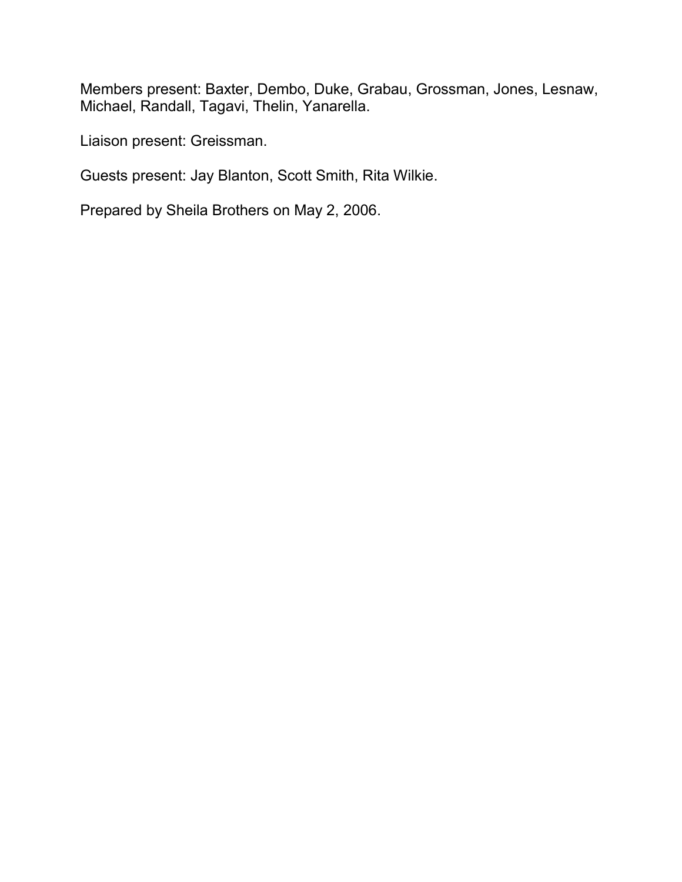Members present: Baxter, Dembo, Duke, Grabau, Grossman, Jones, Lesnaw, Michael, Randall, Tagavi, Thelin, Yanarella.

Liaison present: Greissman.

Guests present: Jay Blanton, Scott Smith, Rita Wilkie.

Prepared by Sheila Brothers on May 2, 2006.